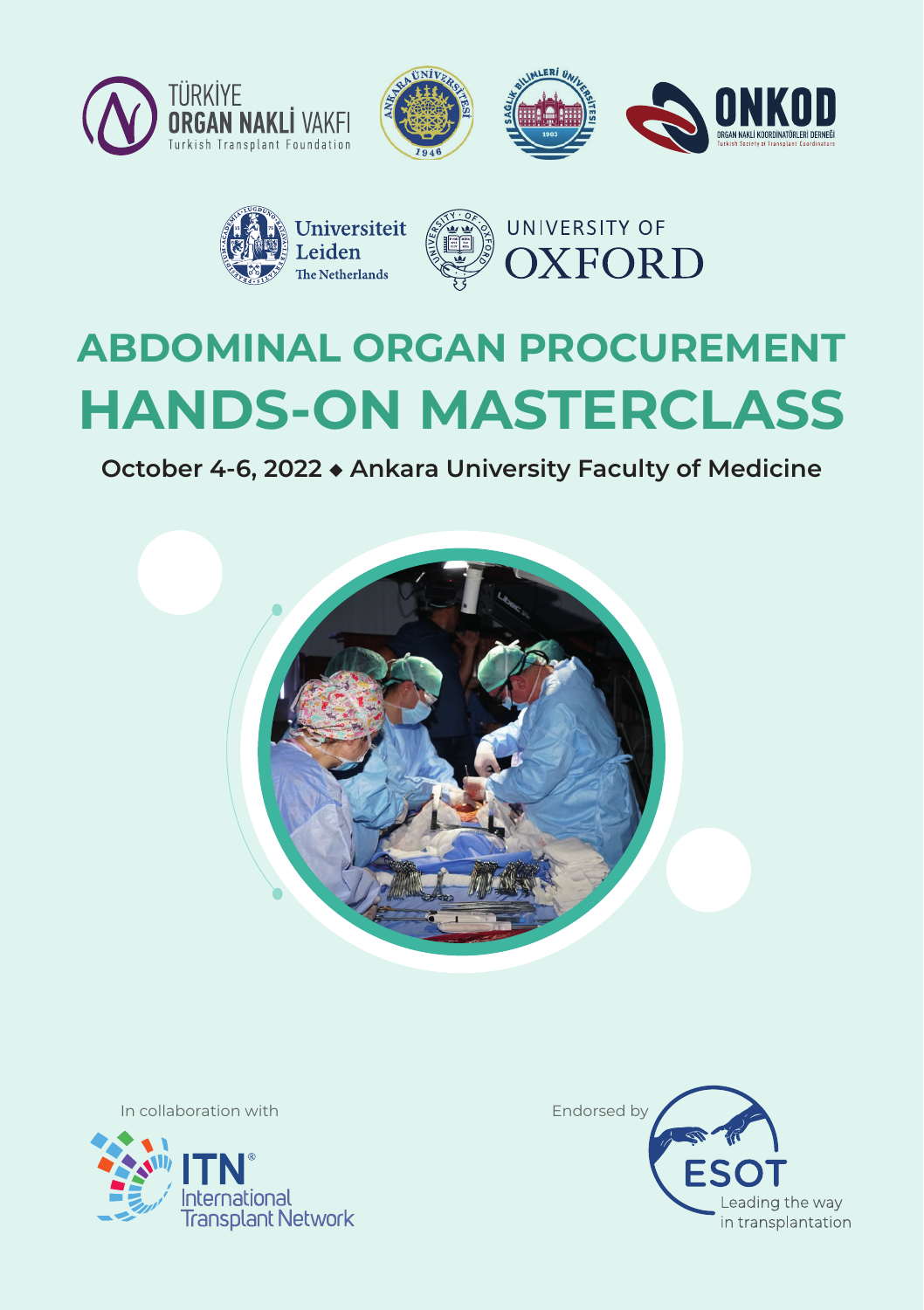TÜRKİYE ORGAN NAKLİ VAKFI
Turkish Transplant Foundation

ONKOD
ORGAN NAKLİ KOORDİNATÖRLERİ DERNEĞİ
Turkish Society of Transplant Coordinators

Universiteit Leiden
The Netherlands

UNIVERSITY OF OXFORD

# ABDOMINAL ORGAN PROCUREMENT

# HANDS-ON MASTERCLASS

**October 4-6, 2022 ◆ Ankara University Faculty of Medicine**

In collaboration with

ITN® International Transplant Network

Endorsed by

ESOT Leading the way in transplantation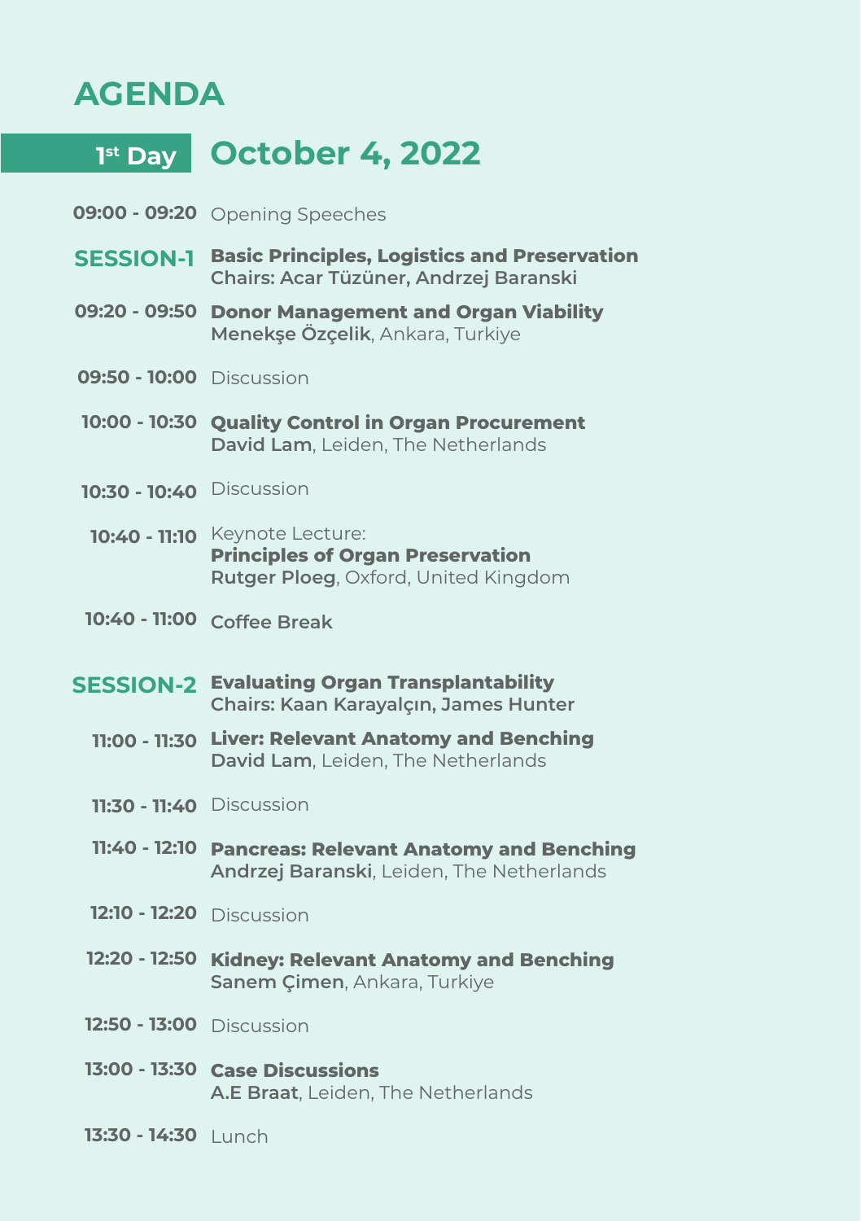# AGENDA

## 1st Day October 4, 2022

**09:00 - 09:20** Opening Speeches

**SESSION-1** **Basic Principles, Logistics and Preservation**
**Chairs: Acar Tüzüner, Andrzej Baranski**

**09:20 - 09:50** **Donor Management and Organ Viability**
**Menekşe Özçelik**, Ankara, Turkiye

**09:50 - 10:00** Discussion

**10:00 - 10:30** **Quality Control in Organ Procurement**
**David Lam**, Leiden, The Netherlands

**10:30 - 10:40** Discussion

**10:40 - 11:10** Keynote Lecture:
**Principles of Organ Preservation**
**Rutger Ploeg**, Oxford, United Kingdom

**10:40 - 11:00** Coffee Break

**SESSION-2** **Evaluating Organ Transplantability**
**Chairs: Kaan Karayalçın, James Hunter**

**11:00 - 11:30** **Liver: Relevant Anatomy and Benching**
**David Lam**, Leiden, The Netherlands

**11:30 - 11:40** Discussion

**11:40 - 12:10** **Pancreas: Relevant Anatomy and Benching**
**Andrzej Baranski**, Leiden, The Netherlands

**12:10 - 12:20** Discussion

**12:20 - 12:50** **Kidney: Relevant Anatomy and Benching**
**Sanem Çimen**, Ankara, Turkiye

**12:50 - 13:00** Discussion

**13:00 - 13:30** **Case Discussions**
**A.E Braat**, Leiden, The Netherlands

**13:30 - 14:30** Lunch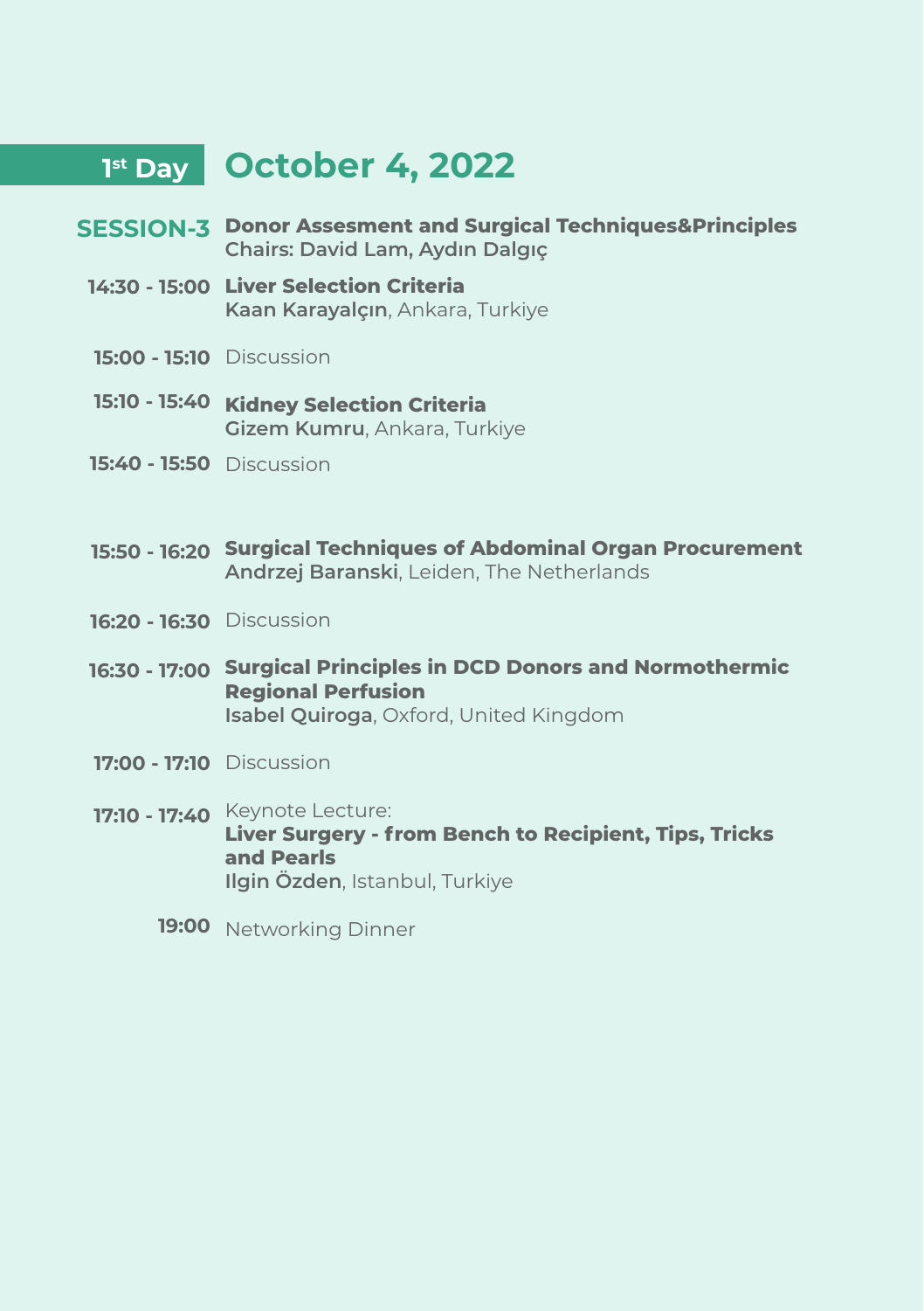## 1st Day October 4, 2022

**SESSION-3** **Donor Assesment and Surgical Techniques&Principles**
**Chairs: David Lam, Aydın Dalgıç**

**14:30 - 15:00** **Liver Selection Criteria**
**Kaan Karayalçın**, Ankara, Turkiye

**15:00 - 15:10** Discussion

**15:10 - 15:40** **Kidney Selection Criteria**
**Gizem Kumru**, Ankara, Turkiye

**15:40 - 15:50** Discussion

**15:50 - 16:20** **Surgical Techniques of Abdominal Organ Procurement**
**Andrzej Baranski**, Leiden, The Netherlands

**16:20 - 16:30** Discussion

**16:30 - 17:00** **Surgical Principles in DCD Donors and Normothermic Regional Perfusion**
**Isabel Quiroga**, Oxford, United Kingdom

**17:00 - 17:10** Discussion

**17:10 - 17:40** Keynote Lecture:
**Liver Surgery - from Bench to Recipient, Tips, Tricks and Pearls**
**Ilgin Özden**, Istanbul, Turkiye

**19:00** Networking Dinner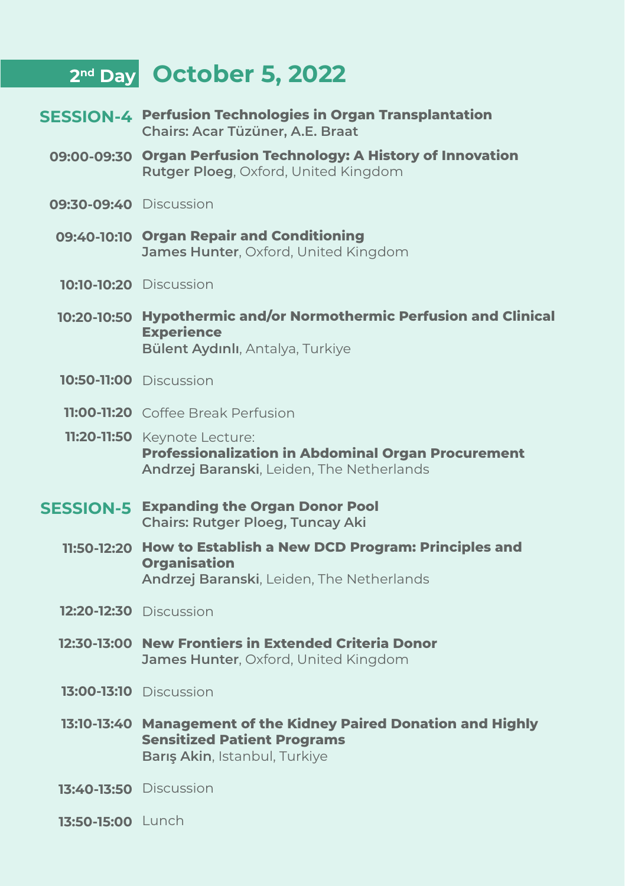## 2nd Day October 5, 2022

**SESSION-4** **Perfusion Technologies in Organ Transplantation**
**Chairs: Acar Tüzüner, A.E. Braat**

**09:00-09:30** **Organ Perfusion Technology: A History of Innovation**
**Rutger Ploeg**, Oxford, United Kingdom

**09:30-09:40** Discussion

**09:40-10:10** **Organ Repair and Conditioning**
**James Hunter**, Oxford, United Kingdom

**10:10-10:20** Discussion

**10:20-10:50** **Hypothermic and/or Normothermic Perfusion and Clinical Experience**
**Bülent Aydınlı**, Antalya, Turkiye

**10:50-11:00** Discussion

**11:00-11:20** Coffee Break Perfusion

**11:20-11:50** Keynote Lecture:
**Professionalization in Abdominal Organ Procurement**
**Andrzej Baranski**, Leiden, The Netherlands

**SESSION-5** **Expanding the Organ Donor Pool**
**Chairs: Rutger Ploeg, Tuncay Aki**

**11:50-12:20** **How to Establish a New DCD Program: Principles and Organisation**
**Andrzej Baranski**, Leiden, The Netherlands

**12:20-12:30** Discussion

**12:30-13:00** **New Frontiers in Extended Criteria Donor**
**James Hunter**, Oxford, United Kingdom

**13:00-13:10** Discussion

**13:10-13:40** **Management of the Kidney Paired Donation and Highly Sensitized Patient Programs**
**Barış Akin**, Istanbul, Turkiye

**13:40-13:50** Discussion

**13:50-15:00** Lunch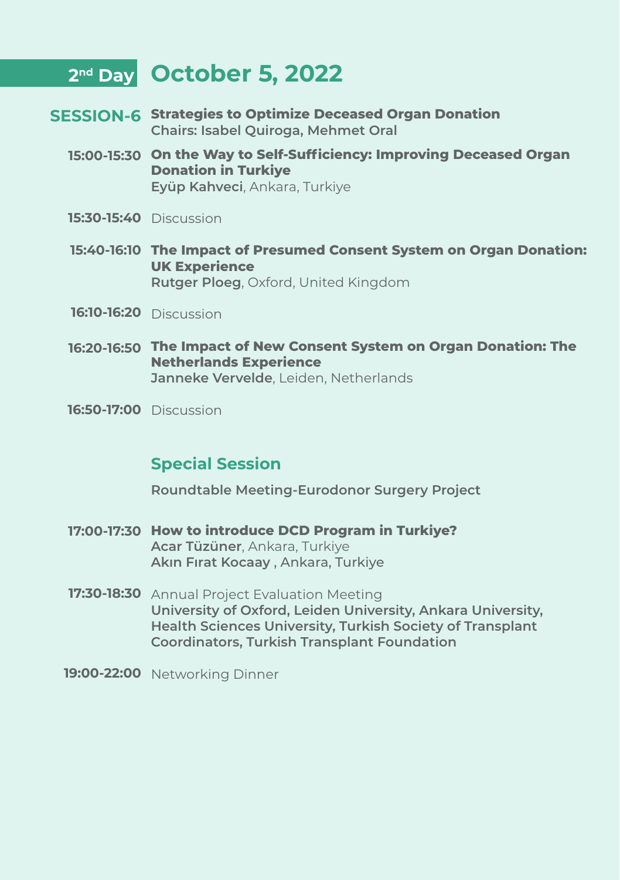## 2nd Day October 5, 2022

**SESSION-6** **Strategies to Optimize Deceased Organ Donation**
**Chairs: Isabel Quiroga, Mehmet Oral**

**15:00-15:30** **On the Way to Self-Sufficiency: Improving Deceased Organ Donation in Turkiye**
**Eyüp Kahveci**, Ankara, Turkiye

**15:30-15:40** Discussion

**15:40-16:10** **The Impact of Presumed Consent System on Organ Donation: UK Experience**
**Rutger Ploeg**, Oxford, United Kingdom

**16:10-16:20** Discussion

**16:20-16:50** **The Impact of New Consent System on Organ Donation: The Netherlands Experience**
**Janneke Vervelde**, Leiden, Netherlands

**16:50-17:00** Discussion

### Special Session

**Roundtable Meeting-Eurodonor Surgery Project**

**17:00-17:30** **How to introduce DCD Program in Turkiye?**
**Acar Tüzüner**, Ankara, Turkiye
**Akın Fırat Kocaay** , Ankara, Turkiye

**17:30-18:30** Annual Project Evaluation Meeting
**University of Oxford, Leiden University, Ankara University, Health Sciences University, Turkish Society of Transplant Coordinators, Turkish Transplant Foundation**

**19:00-22:00** Networking Dinner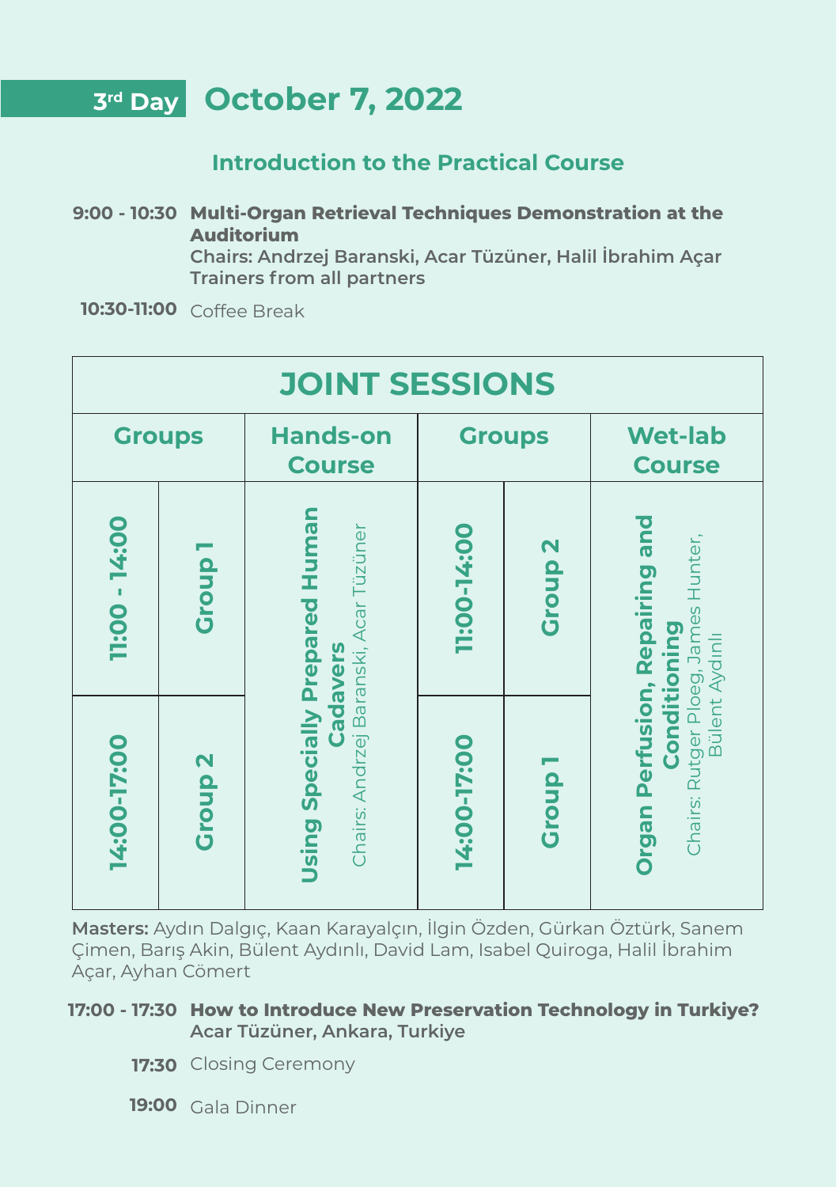## 3rd Day October 7, 2022

### Introduction to the Practical Course

**9:00 - 10:30** **Multi-Organ Retrieval Techniques Demonstration at the Auditorium**
**Chairs: Andrzej Baranski, Acar Tüzüner, Halil İbrahim Açar**
**Trainers from all partners**

**10:30-11:00** Coffee Break

| JOINT SESSIONS | | | | | |
|---|---|---|---|---|---|
| **Groups** | | **Hands-on Course** | **Groups** | | **Wet-lab Course** |
| **11:00 - 14:00** | **Group 1** | **Using Specially Prepared Human Cadavers** Chairs: Andrzej Baranski, Acar Tüzüner | **11:00-14:00** | **Group 2** | **Organ Perfusion, Repairing and Conditioning** Chairs: Rutger Ploeg, James Hunter, Bülent Aydınlı |
| **14:00-17:00** | **Group 2** | | **14:00-17:00** | **Group 1** | |

**Masters:** Aydın Dalgıç, Kaan Karayalçın, İlgin Özden, Gürkan Öztürk, Sanem Çimen, Barış Akin, Bülent Aydınlı, David Lam, Isabel Quiroga, Halil İbrahim Açar, Ayhan Cömert

**17:00 - 17:30** **How to Introduce New Preservation Technology in Turkiye?**
**Acar Tüzüner, Ankara, Turkiye**

**17:30** Closing Ceremony

**19:00** Gala Dinner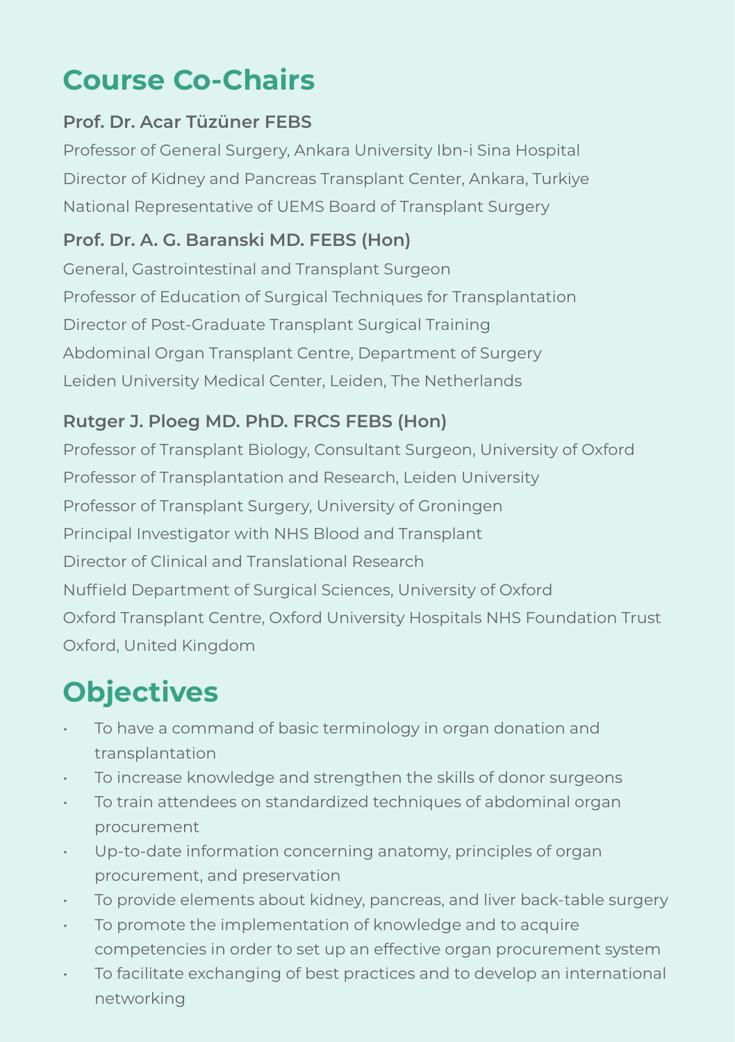## Course Co-Chairs

**Prof. Dr. Acar Tüzüner FEBS**

Professor of General Surgery, Ankara University Ibn-i Sina Hospital
Director of Kidney and Pancreas Transplant Center, Ankara, Turkiye
National Representative of UEMS Board of Transplant Surgery

**Prof. Dr. A. G. Baranski MD. FEBS (Hon)**

General, Gastrointestinal and Transplant Surgeon
Professor of Education of Surgical Techniques for Transplantation
Director of Post-Graduate Transplant Surgical Training
Abdominal Organ Transplant Centre, Department of Surgery
Leiden University Medical Center, Leiden, The Netherlands

**Rutger J. Ploeg MD. PhD. FRCS FEBS (Hon)**

Professor of Transplant Biology, Consultant Surgeon, University of Oxford
Professor of Transplantation and Research, Leiden University
Professor of Transplant Surgery, University of Groningen
Principal Investigator with NHS Blood and Transplant
Director of Clinical and Translational Research
Nuffield Department of Surgical Sciences, University of Oxford
Oxford Transplant Centre, Oxford University Hospitals NHS Foundation Trust
Oxford, United Kingdom

## Objectives

- To have a command of basic terminology in organ donation and transplantation
- To increase knowledge and strengthen the skills of donor surgeons
- To train attendees on standardized techniques of abdominal organ procurement
- Up-to-date information concerning anatomy, principles of organ procurement, and preservation
- To provide elements about kidney, pancreas, and liver back-table surgery
- To promote the implementation of knowledge and to acquire competencies in order to set up an effective organ procurement system
- To facilitate exchanging of best practices and to develop an international networking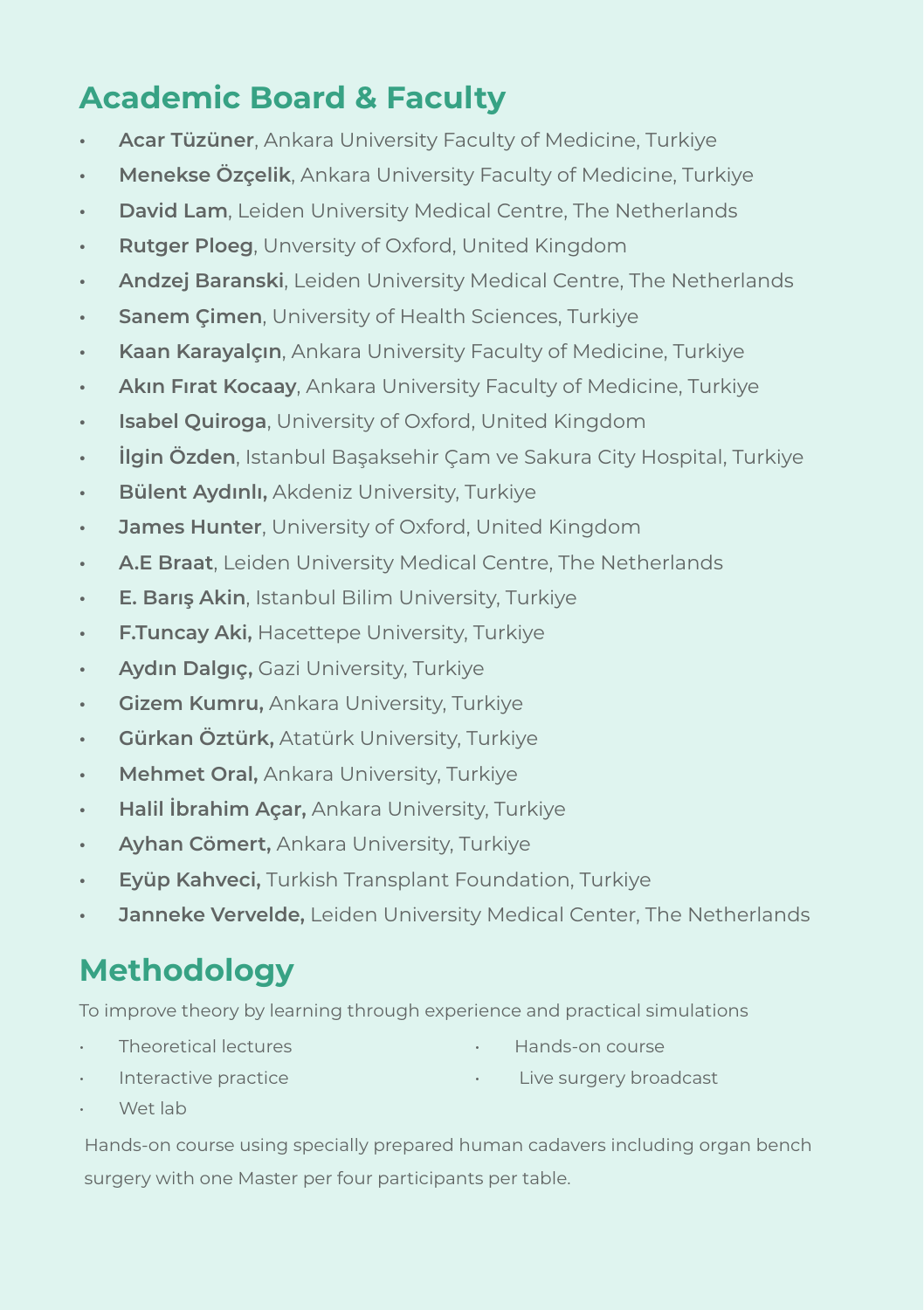## Academic Board & Faculty

- **Acar Tüzüner**, Ankara University Faculty of Medicine, Turkiye
- **Menekse Özçelik**, Ankara University Faculty of Medicine, Turkiye
- **David Lam**, Leiden University Medical Centre, The Netherlands
- **Rutger Ploeg**, Unversity of Oxford, United Kingdom
- **Andzej Baranski**, Leiden University Medical Centre, The Netherlands
- **Sanem Çimen**, University of Health Sciences, Turkiye
- **Kaan Karayalçın**, Ankara University Faculty of Medicine, Turkiye
- **Akın Fırat Kocaay**, Ankara University Faculty of Medicine, Turkiye
- **Isabel Quiroga**, University of Oxford, United Kingdom
- **İlgin Özden**, Istanbul Başaksehir Çam ve Sakura City Hospital, Turkiye
- **Bülent Aydınlı,** Akdeniz University, Turkiye
- **James Hunter**, University of Oxford, United Kingdom
- **A.E Braat**, Leiden University Medical Centre, The Netherlands
- **E. Barış Akin**, Istanbul Bilim University, Turkiye
- **F.Tuncay Aki,** Hacettepe University, Turkiye
- **Aydın Dalgıç,** Gazi University, Turkiye
- **Gizem Kumru,** Ankara University, Turkiye
- **Gürkan Öztürk,** Atatürk University, Turkiye
- **Mehmet Oral,** Ankara University, Turkiye
- **Halil İbrahim Açar,** Ankara University, Turkiye
- **Ayhan Cömert,** Ankara University, Turkiye
- **Eyüp Kahveci,** Turkish Transplant Foundation, Turkiye
- **Janneke Vervelde,** Leiden University Medical Center, The Netherlands

## Methodology

To improve theory by learning through experience and practical simulations

- Theoretical lectures
- Interactive practice
- Wet lab
- Hands-on course
- Live surgery broadcast

Hands-on course using specially prepared human cadavers including organ bench surgery with one Master per four participants per table.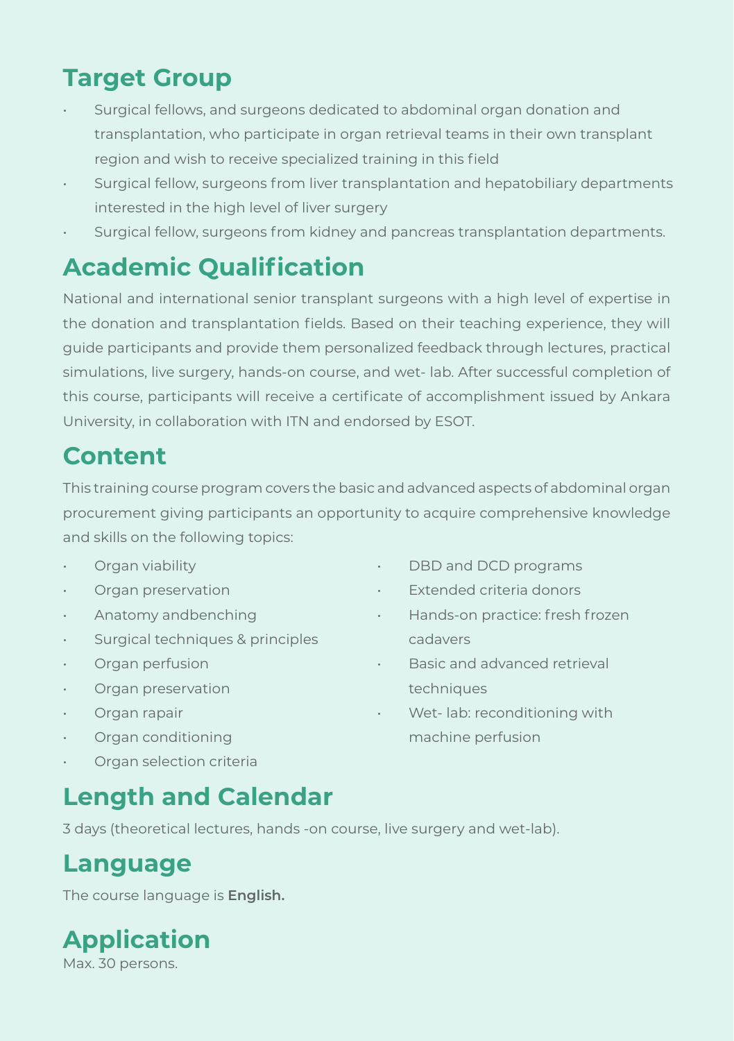## Target Group

- Surgical fellows, and surgeons dedicated to abdominal organ donation and transplantation, who participate in organ retrieval teams in their own transplant region and wish to receive specialized training in this field
- Surgical fellow, surgeons from liver transplantation and hepatobiliary departments interested in the high level of liver surgery
- Surgical fellow, surgeons from kidney and pancreas transplantation departments.

## Academic Qualification

National and international senior transplant surgeons with a high level of expertise in the donation and transplantation fields. Based on their teaching experience, they will guide participants and provide them personalized feedback through lectures, practical simulations, live surgery, hands-on course, and wet- lab. After successful completion of this course, participants will receive a certificate of accomplishment issued by Ankara University, in collaboration with ITN and endorsed by ESOT.

## Content

This training course program covers the basic and advanced aspects of abdominal organ procurement giving participants an opportunity to acquire comprehensive knowledge and skills on the following topics:

- Organ viability
- Organ preservation
- Anatomy andbenching
- Surgical techniques & principles
- Organ perfusion
- Organ preservation
- Organ rapair
- Organ conditioning
- Organ selection criteria
- DBD and DCD programs
- Extended criteria donors
- Hands-on practice: fresh frozen cadavers
- Basic and advanced retrieval techniques
- Wet- lab: reconditioning with machine perfusion

## Length and Calendar

3 days (theoretical lectures, hands -on course, live surgery and wet-lab).

## Language

The course language is **English.**

## Application

Max. 30 persons.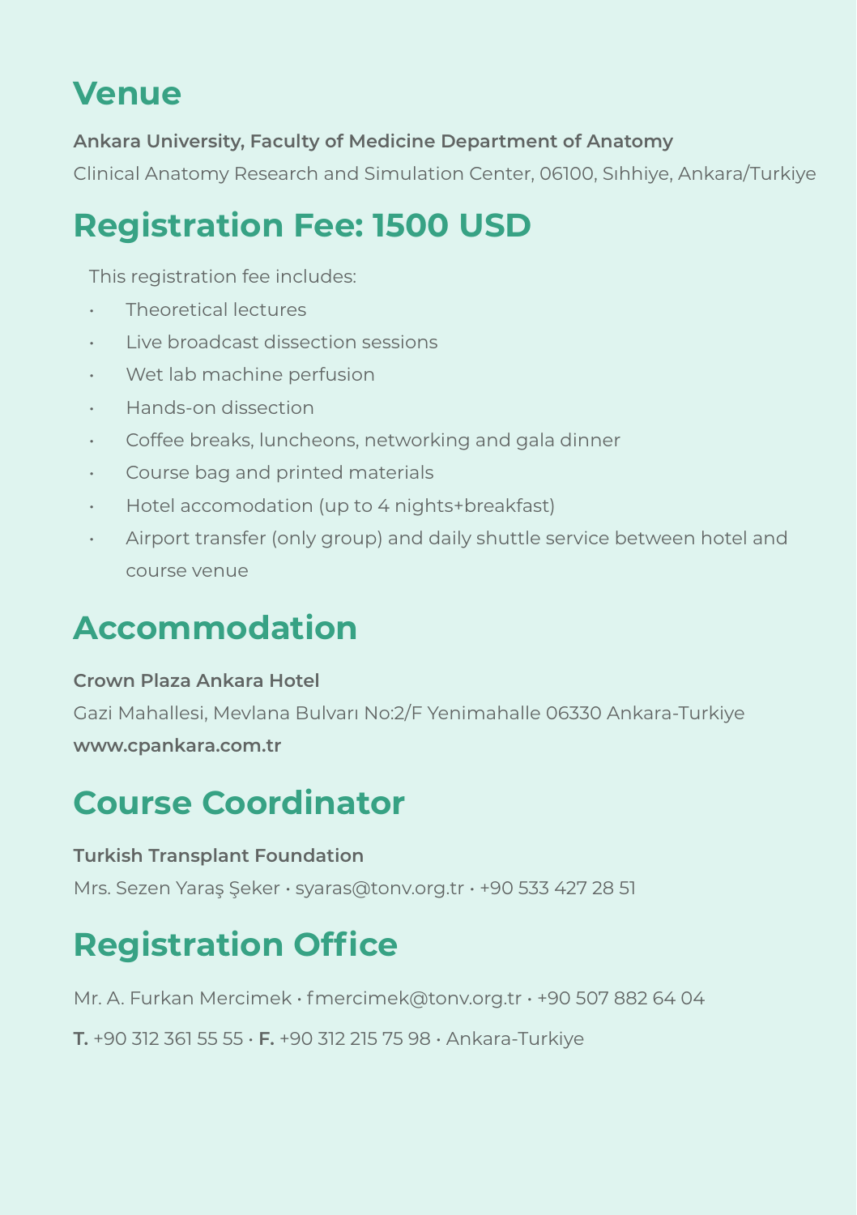## Venue

**Ankara University, Faculty of Medicine Department of Anatomy**

Clinical Anatomy Research and Simulation Center, 06100, Sıhhiye, Ankara/Turkiye

## Registration Fee: 1500 USD

This registration fee includes:

- Theoretical lectures
- Live broadcast dissection sessions
- Wet lab machine perfusion
- Hands-on dissection
- Coffee breaks, luncheons, networking and gala dinner
- Course bag and printed materials
- Hotel accomodation (up to 4 nights+breakfast)
- Airport transfer (only group) and daily shuttle service between hotel and course venue

## Accommodation

**Crown Plaza Ankara Hotel**

Gazi Mahallesi, Mevlana Bulvarı No:2/F Yenimahalle 06330 Ankara-Turkiye

**www.cpankara.com.tr**

## Course Coordinator

**Turkish Transplant Foundation**

Mrs. Sezen Yaraş Şeker • syaras@tonv.org.tr • +90 533 427 28 51

## Registration Office

Mr. A. Furkan Mercimek • fmercimek@tonv.org.tr • +90 507 882 64 04

**T.** +90 312 361 55 55 • **F.** +90 312 215 75 98 • Ankara-Turkiye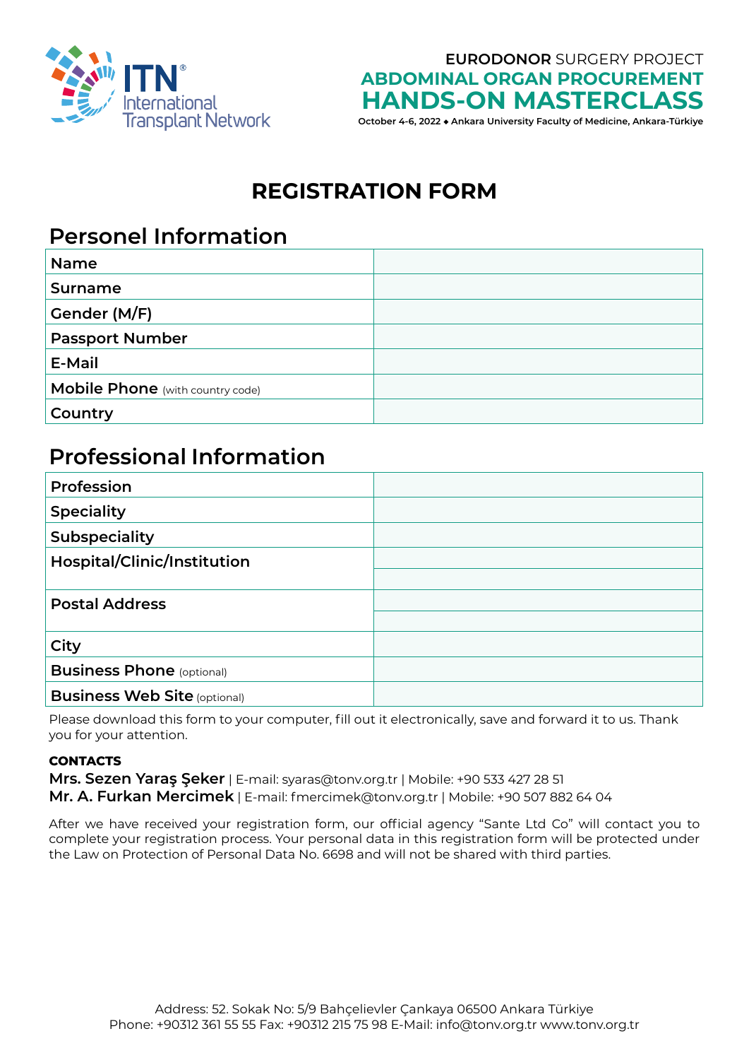EURODONOR SURGERY PROJECT
ABDOMINAL ORGAN PROCUREMENT
HANDS-ON MASTERCLASS
October 4-6, 2022 ♦ Ankara University Faculty of Medicine, Ankara-Türkiye

# REGISTRATION FORM

## Personel Information

| | |
|---|---|
| **Name** | |
| **Surname** | |
| **Gender (M/F)** | |
| **Passport Number** | |
| **E-Mail** | |
| **Mobile Phone** (with country code) | |
| **Country** | |

## Professional Information

| | |
|---|---|
| **Profession** | |
| **Speciality** | |
| **Subspeciality** | |
| **Hospital/Clinic/Institution** | |
| | |
| **Postal Address** | |
| | |
| **City** | |
| **Business Phone** (optional) | |
| **Business Web Site** (optional) | |

Please download this form to your computer, fill out it electronically, save and forward it to us. Thank you for your attention.

**CONTACTS**

**Mrs. Sezen Yaraş Şeker** | E-mail: syaras@tonv.org.tr | Mobile: +90 533 427 28 51
**Mr. A. Furkan Mercimek** | E-mail: fmercimek@tonv.org.tr | Mobile: +90 507 882 64 04

After we have received your registration form, our official agency "Sante Ltd Co" will contact you to complete your registration process. Your personal data in this registration form will be protected under the Law on Protection of Personal Data No. 6698 and will not be shared with third parties.

Address: 52. Sokak No: 5/9 Bahçelievler Çankaya 06500 Ankara Türkiye
Phone: +90312 361 55 55 Fax: +90312 215 75 98 E-Mail: info@tonv.org.tr www.tonv.org.tr